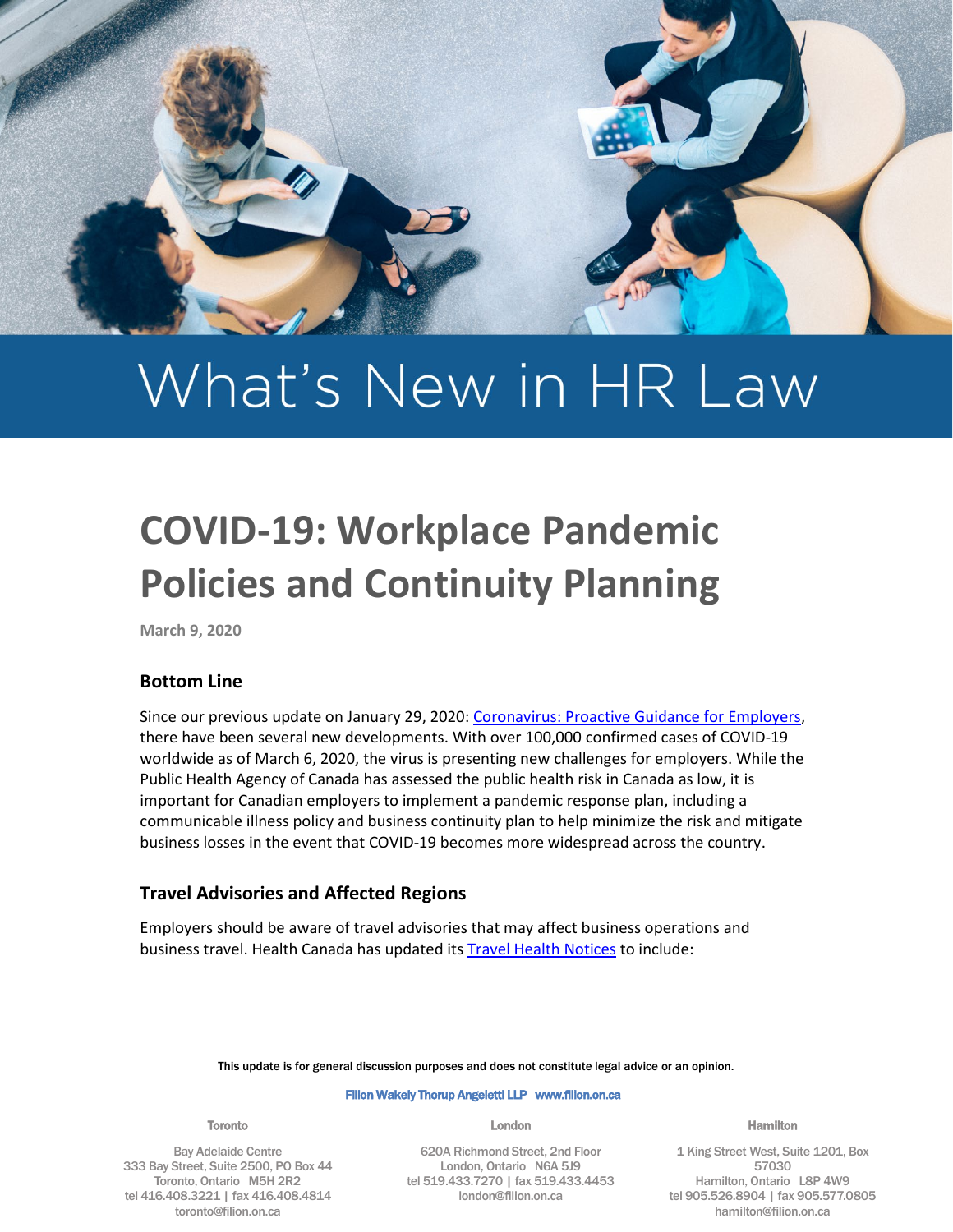What's New in HR Law

# COVID-19: Workplace Pandemic Policies and Continuity Planning

March 9, 2020

## Bottom Line

Since our previous update on January 29, 2020: [Coronavirus: Proactive Guidance for Employers](), there have been several new developments. With over 100,000 confirmed cases of COVID-19 worldwide as of March 6, 2020, the virus is presenting new challenges for employers. While the Public Health Agency of Canada has assessed the public health risk in Canada as low, it is important for Canadian employers to implement a pandemic response plan, including a communicable illness policy and business continuity plan to help minimize the risk and mitigate business losses in the event that COVID-19 becomes more widespread across the country.

## Travel Advisories and Affected Regions

Employers should be aware of travel advisories that may affect business operations and business travel. Health Canada has updated its [Travel Health Notices]() to include:

This update is for general discussion purposes and does not constitute legal advice or an opinion.

Filion Wakely Thorup Angeletti LLP www.filion.on.ca

**Toronto**
Bay Adelaide Centre
333 Bay Street, Suite 2500, PO Box 44
Toronto, Ontario M5H 2R2
tel 416.408.3221 | fax 416.408.4814
toronto@filion.on.ca

**London**
620A Richmond Street, 2nd Floor
London, Ontario N6A 5J9
tel 519.433.7270 | fax 519.433.4453
london@filion.on.ca

**Hamilton**
1 King Street West, Suite 1201, Box 57030
Hamilton, Ontario L8P 4W9
tel 905.526.8904 | fax 905.577.0805
hamilton@filion.on.ca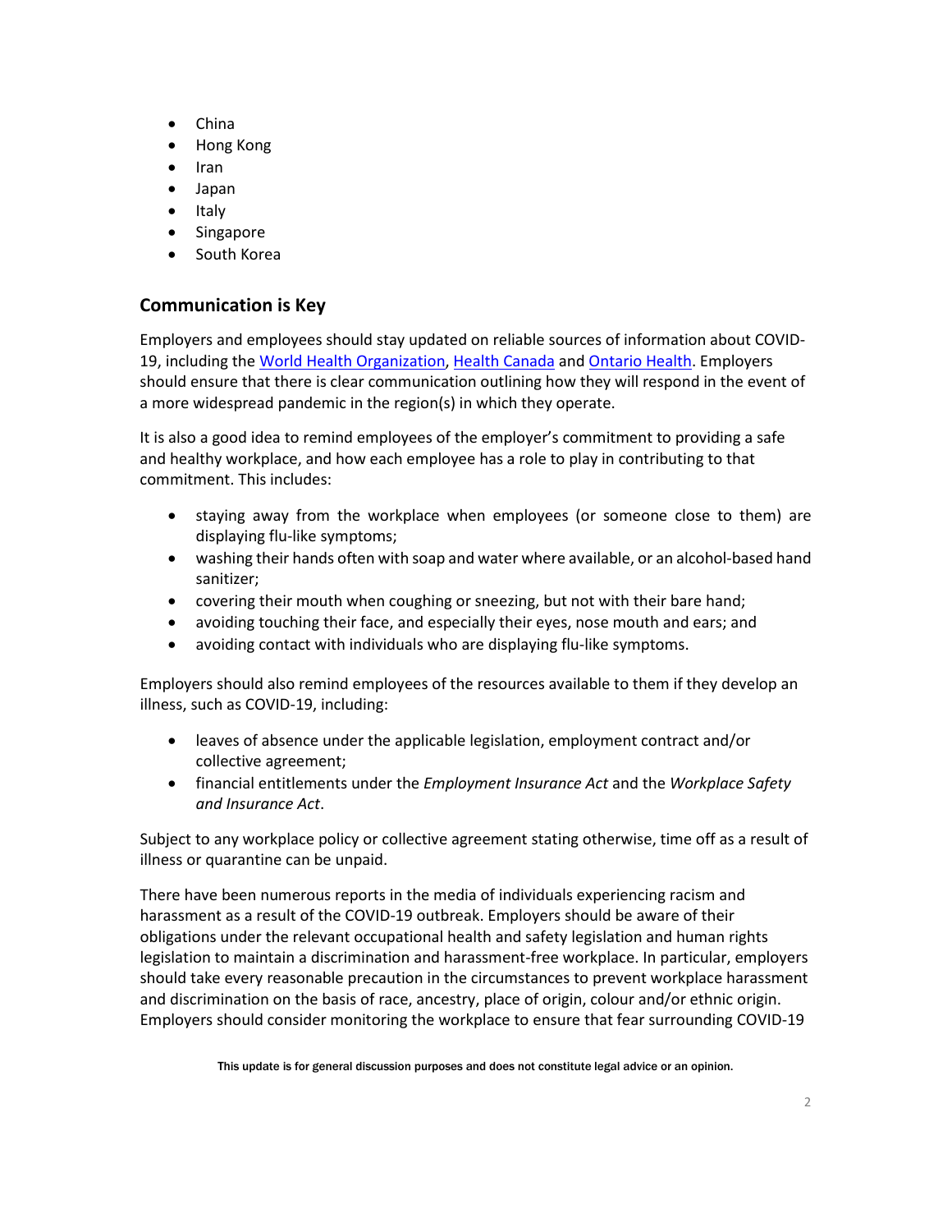- China
- Hong Kong
- Iran
- Japan
- Italy
- Singapore
- South Korea

## Communication is Key

Employers and employees should stay updated on reliable sources of information about COVID-19, including the World Health Organization, Health Canada and Ontario Health. Employers should ensure that there is clear communication outlining how they will respond in the event of a more widespread pandemic in the region(s) in which they operate.

It is also a good idea to remind employees of the employer's commitment to providing a safe and healthy workplace, and how each employee has a role to play in contributing to that commitment. This includes:

- staying away from the workplace when employees (or someone close to them) are displaying flu-like symptoms;
- washing their hands often with soap and water where available, or an alcohol-based hand sanitizer;
- covering their mouth when coughing or sneezing, but not with their bare hand;
- avoiding touching their face, and especially their eyes, nose mouth and ears; and
- avoiding contact with individuals who are displaying flu-like symptoms.

Employers should also remind employees of the resources available to them if they develop an illness, such as COVID-19, including:

- leaves of absence under the applicable legislation, employment contract and/or collective agreement;
- financial entitlements under the *Employment Insurance Act* and the *Workplace Safety and Insurance Act*.

Subject to any workplace policy or collective agreement stating otherwise, time off as a result of illness or quarantine can be unpaid.

There have been numerous reports in the media of individuals experiencing racism and harassment as a result of the COVID-19 outbreak. Employers should be aware of their obligations under the relevant occupational health and safety legislation and human rights legislation to maintain a discrimination and harassment-free workplace. In particular, employers should take every reasonable precaution in the circumstances to prevent workplace harassment and discrimination on the basis of race, ancestry, place of origin, colour and/or ethnic origin. Employers should consider monitoring the workplace to ensure that fear surrounding COVID-19

This update is for general discussion purposes and does not constitute legal advice or an opinion.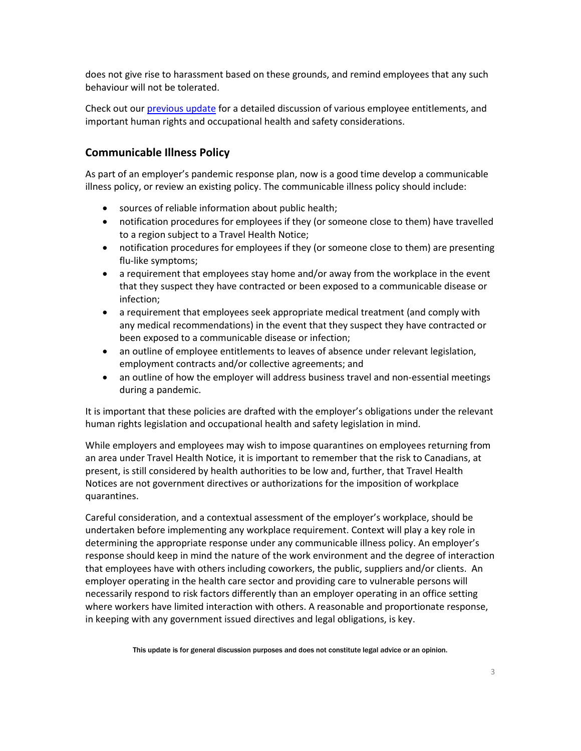does not give rise to harassment based on these grounds, and remind employees that any such behaviour will not be tolerated.

Check out our previous update for a detailed discussion of various employee entitlements, and important human rights and occupational health and safety considerations.

## Communicable Illness Policy

As part of an employer's pandemic response plan, now is a good time develop a communicable illness policy, or review an existing policy. The communicable illness policy should include:

- sources of reliable information about public health;
- notification procedures for employees if they (or someone close to them) have travelled to a region subject to a Travel Health Notice;
- notification procedures for employees if they (or someone close to them) are presenting flu-like symptoms;
- a requirement that employees stay home and/or away from the workplace in the event that they suspect they have contracted or been exposed to a communicable disease or infection;
- a requirement that employees seek appropriate medical treatment (and comply with any medical recommendations) in the event that they suspect they have contracted or been exposed to a communicable disease or infection;
- an outline of employee entitlements to leaves of absence under relevant legislation, employment contracts and/or collective agreements; and
- an outline of how the employer will address business travel and non-essential meetings during a pandemic.

It is important that these policies are drafted with the employer's obligations under the relevant human rights legislation and occupational health and safety legislation in mind.

While employers and employees may wish to impose quarantines on employees returning from an area under Travel Health Notice, it is important to remember that the risk to Canadians, at present, is still considered by health authorities to be low and, further, that Travel Health Notices are not government directives or authorizations for the imposition of workplace quarantines.

Careful consideration, and a contextual assessment of the employer's workplace, should be undertaken before implementing any workplace requirement. Context will play a key role in determining the appropriate response under any communicable illness policy. An employer's response should keep in mind the nature of the work environment and the degree of interaction that employees have with others including coworkers, the public, suppliers and/or clients. An employer operating in the health care sector and providing care to vulnerable persons will necessarily respond to risk factors differently than an employer operating in an office setting where workers have limited interaction with others. A reasonable and proportionate response, in keeping with any government issued directives and legal obligations, is key.

This update is for general discussion purposes and does not constitute legal advice or an opinion.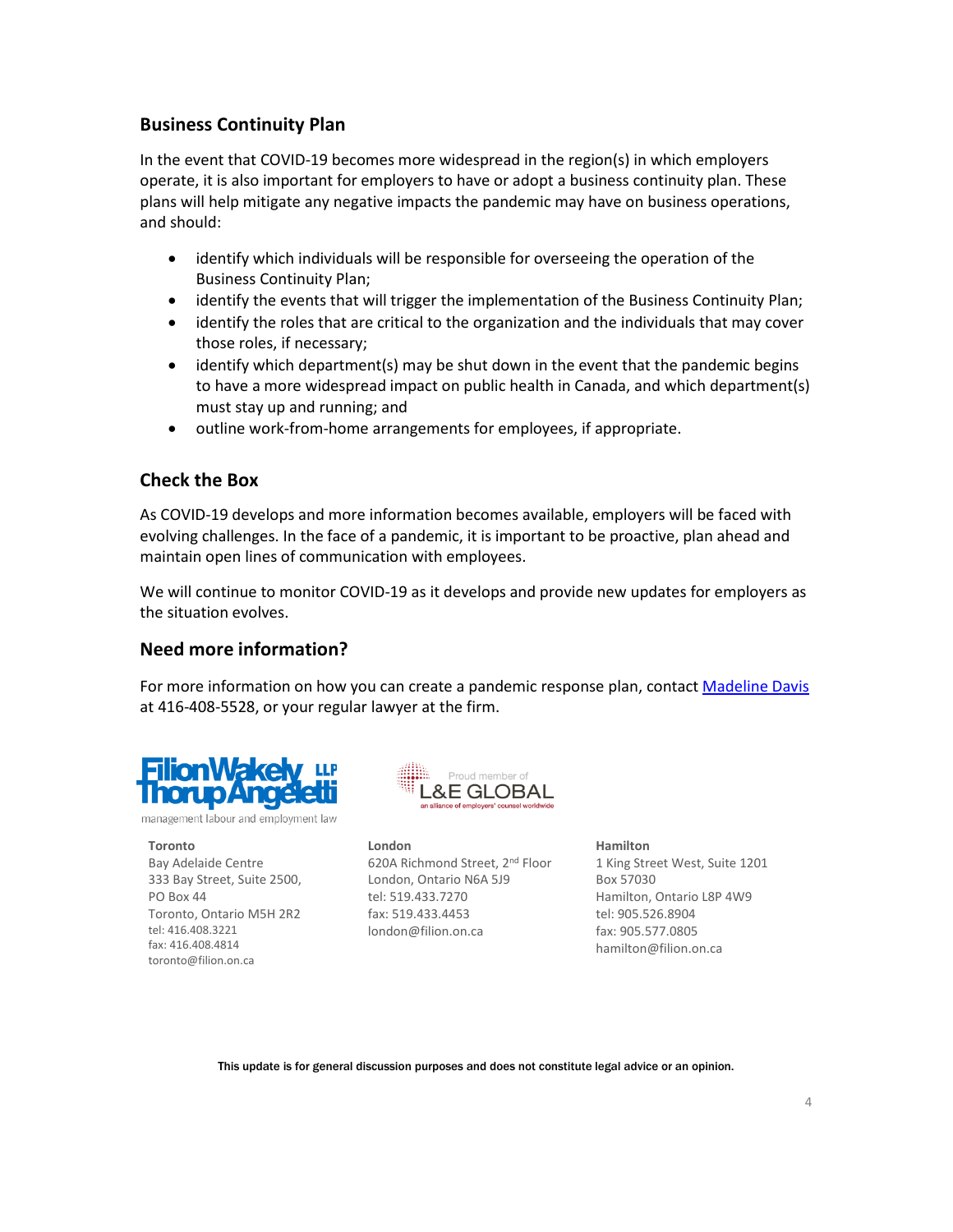## Business Continuity Plan

In the event that COVID-19 becomes more widespread in the region(s) in which employers operate, it is also important for employers to have or adopt a business continuity plan. These plans will help mitigate any negative impacts the pandemic may have on business operations, and should:

- identify which individuals will be responsible for overseeing the operation of the Business Continuity Plan;
- identify the events that will trigger the implementation of the Business Continuity Plan;
- identify the roles that are critical to the organization and the individuals that may cover those roles, if necessary;
- identify which department(s) may be shut down in the event that the pandemic begins to have a more widespread impact on public health in Canada, and which department(s) must stay up and running; and
- outline work-from-home arrangements for employees, if appropriate.

## Check the Box

As COVID-19 develops and more information becomes available, employers will be faced with evolving challenges. In the face of a pandemic, it is important to be proactive, plan ahead and maintain open lines of communication with employees.

We will continue to monitor COVID-19 as it develops and provide new updates for employers as the situation evolves.

## Need more information?

For more information on how you can create a pandemic response plan, contact Madeline Davis at 416-408-5528, or your regular lawyer at the firm.

FilionWakely Thorup Angeletti LLP
management labour and employment law

Proud member of L&E GLOBAL
an alliance of employers' counsel worldwide

**Toronto**
Bay Adelaide Centre
333 Bay Street, Suite 2500,
PO Box 44
Toronto, Ontario M5H 2R2
tel: 416.408.3221
fax: 416.408.4814
toronto@filion.on.ca

**London**
620A Richmond Street, 2nd Floor
London, Ontario N6A 5J9
tel: 519.433.7270
fax: 519.433.4453
london@filion.on.ca

**Hamilton**
1 King Street West, Suite 1201
Box 57030
Hamilton, Ontario L8P 4W9
tel: 905.526.8904
fax: 905.577.0805
hamilton@filion.on.ca

This update is for general discussion purposes and does not constitute legal advice or an opinion.